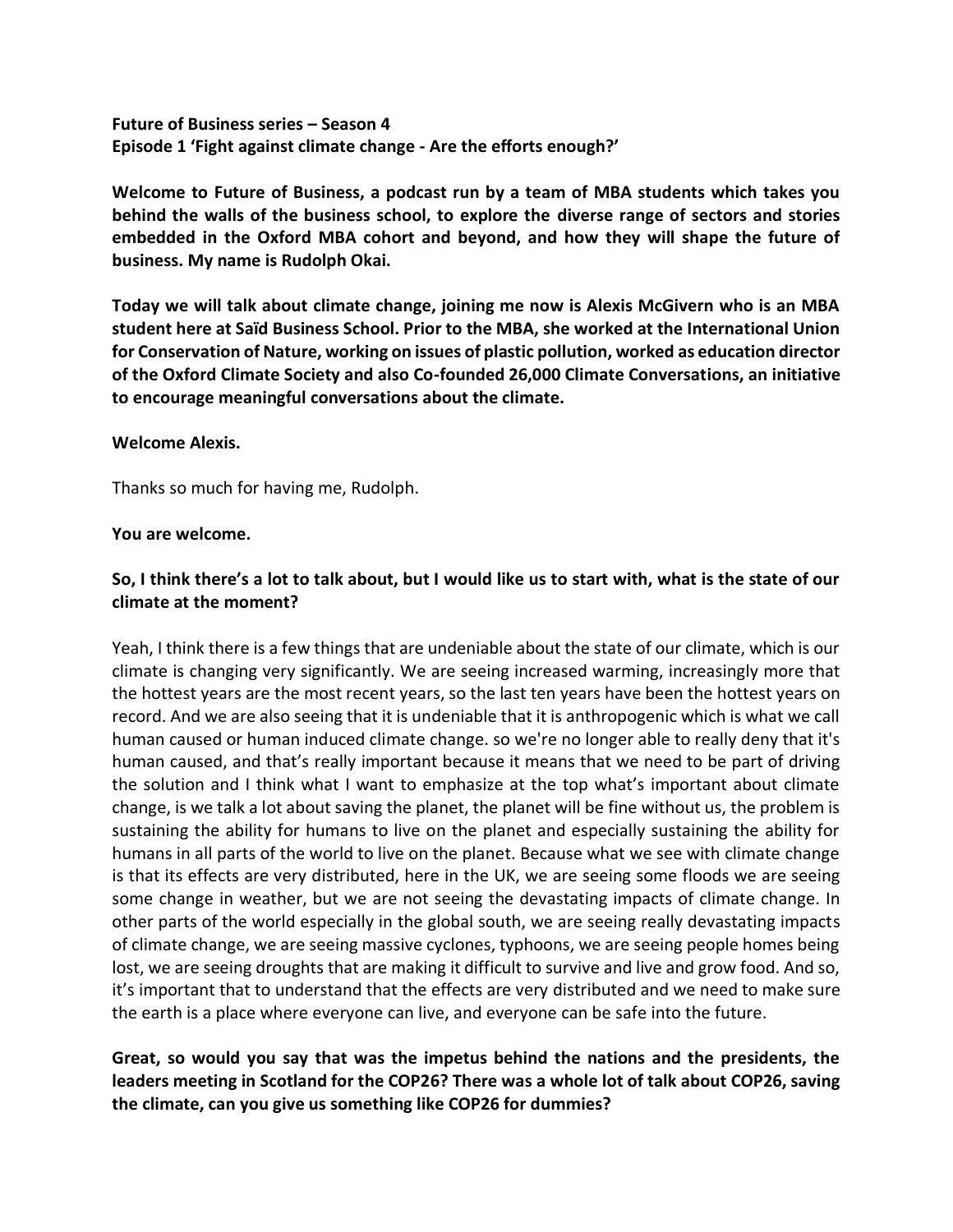**Future of Business series – Season 4**
**Episode 1 'Fight against climate change - Are the efforts enough?'**

**Welcome to Future of Business, a podcast run by a team of MBA students which takes you behind the walls of the business school, to explore the diverse range of sectors and stories embedded in the Oxford MBA cohort and beyond, and how they will shape the future of business. My name is Rudolph Okai.**

**Today we will talk about climate change, joining me now is Alexis McGivern who is an MBA student here at Saïd Business School. Prior to the MBA, she worked at the International Union for Conservation of Nature, working on issues of plastic pollution, worked as education director of the Oxford Climate Society and also Co-founded 26,000 Climate Conversations, an initiative to encourage meaningful conversations about the climate.**

**Welcome Alexis.**

Thanks so much for having me, Rudolph.

**You are welcome.**

**So, I think there's a lot to talk about, but I would like us to start with, what is the state of our climate at the moment?**

Yeah, I think there is a few things that are undeniable about the state of our climate, which is our climate is changing very significantly. We are seeing increased warming, increasingly more that the hottest years are the most recent years, so the last ten years have been the hottest years on record. And we are also seeing that it is undeniable that it is anthropogenic which is what we call human caused or human induced climate change. so we're no longer able to really deny that it's human caused, and that's really important because it means that we need to be part of driving the solution and I think what I want to emphasize at the top what's important about climate change, is we talk a lot about saving the planet, the planet will be fine without us, the problem is sustaining the ability for humans to live on the planet and especially sustaining the ability for humans in all parts of the world to live on the planet. Because what we see with climate change is that its effects are very distributed, here in the UK, we are seeing some floods we are seeing some change in weather, but we are not seeing the devastating impacts of climate change. In other parts of the world especially in the global south, we are seeing really devastating impacts of climate change, we are seeing massive cyclones, typhoons, we are seeing people homes being lost, we are seeing droughts that are making it difficult to survive and live and grow food. And so, it's important that to understand that the effects are very distributed and we need to make sure the earth is a place where everyone can live, and everyone can be safe into the future.

**Great, so would you say that was the impetus behind the nations and the presidents, the leaders meeting in Scotland for the COP26? There was a whole lot of talk about COP26, saving the climate, can you give us something like COP26 for dummies?**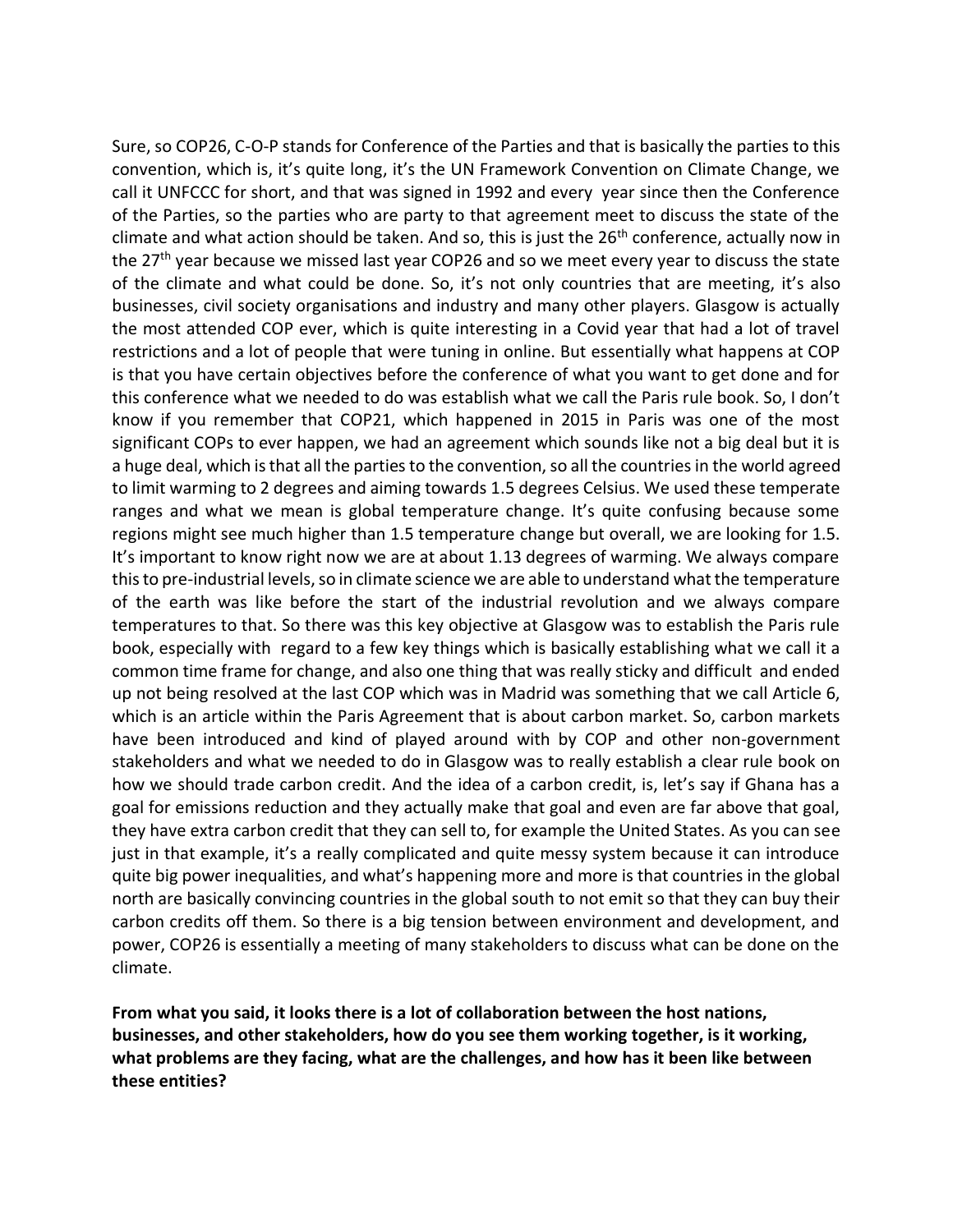Sure, so COP26, C-O-P stands for Conference of the Parties and that is basically the parties to this convention, which is, it's quite long, it's the UN Framework Convention on Climate Change, we call it UNFCCC for short, and that was signed in 1992 and every year since then the Conference of the Parties, so the parties who are party to that agreement meet to discuss the state of the climate and what action should be taken. And so, this is just the 26th conference, actually now in the 27th year because we missed last year COP26 and so we meet every year to discuss the state of the climate and what could be done. So, it's not only countries that are meeting, it's also businesses, civil society organisations and industry and many other players. Glasgow is actually the most attended COP ever, which is quite interesting in a Covid year that had a lot of travel restrictions and a lot of people that were tuning in online. But essentially what happens at COP is that you have certain objectives before the conference of what you want to get done and for this conference what we needed to do was establish what we call the Paris rule book. So, I don't know if you remember that COP21, which happened in 2015 in Paris was one of the most significant COPs to ever happen, we had an agreement which sounds like not a big deal but it is a huge deal, which is that all the parties to the convention, so all the countries in the world agreed to limit warming to 2 degrees and aiming towards 1.5 degrees Celsius. We used these temperate ranges and what we mean is global temperature change. It's quite confusing because some regions might see much higher than 1.5 temperature change but overall, we are looking for 1.5. It's important to know right now we are at about 1.13 degrees of warming. We always compare this to pre-industrial levels, so in climate science we are able to understand what the temperature of the earth was like before the start of the industrial revolution and we always compare temperatures to that. So there was this key objective at Glasgow was to establish the Paris rule book, especially with regard to a few key things which is basically establishing what we call it a common time frame for change, and also one thing that was really sticky and difficult and ended up not being resolved at the last COP which was in Madrid was something that we call Article 6, which is an article within the Paris Agreement that is about carbon market. So, carbon markets have been introduced and kind of played around with by COP and other non-government stakeholders and what we needed to do in Glasgow was to really establish a clear rule book on how we should trade carbon credit. And the idea of a carbon credit, is, let's say if Ghana has a goal for emissions reduction and they actually make that goal and even are far above that goal, they have extra carbon credit that they can sell to, for example the United States. As you can see just in that example, it's a really complicated and quite messy system because it can introduce quite big power inequalities, and what's happening more and more is that countries in the global north are basically convincing countries in the global south to not emit so that they can buy their carbon credits off them. So there is a big tension between environment and development, and power, COP26 is essentially a meeting of many stakeholders to discuss what can be done on the climate.

**From what you said, it looks there is a lot of collaboration between the host nations, businesses, and other stakeholders, how do you see them working together, is it working, what problems are they facing, what are the challenges, and how has it been like between these entities?**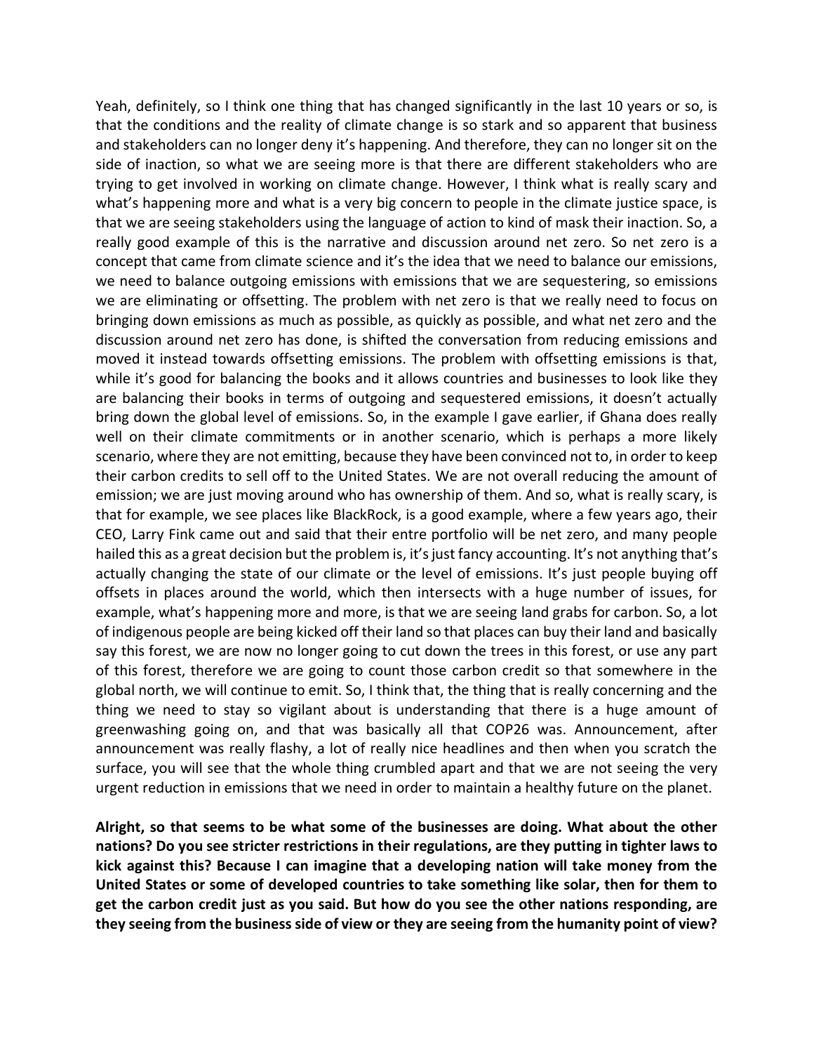Yeah, definitely, so I think one thing that has changed significantly in the last 10 years or so, is that the conditions and the reality of climate change is so stark and so apparent that business and stakeholders can no longer deny it's happening. And therefore, they can no longer sit on the side of inaction, so what we are seeing more is that there are different stakeholders who are trying to get involved in working on climate change. However, I think what is really scary and what's happening more and what is a very big concern to people in the climate justice space, is that we are seeing stakeholders using the language of action to kind of mask their inaction. So, a really good example of this is the narrative and discussion around net zero. So net zero is a concept that came from climate science and it's the idea that we need to balance our emissions, we need to balance outgoing emissions with emissions that we are sequestering, so emissions we are eliminating or offsetting. The problem with net zero is that we really need to focus on bringing down emissions as much as possible, as quickly as possible, and what net zero and the discussion around net zero has done, is shifted the conversation from reducing emissions and moved it instead towards offsetting emissions. The problem with offsetting emissions is that, while it's good for balancing the books and it allows countries and businesses to look like they are balancing their books in terms of outgoing and sequestered emissions, it doesn't actually bring down the global level of emissions. So, in the example I gave earlier, if Ghana does really well on their climate commitments or in another scenario, which is perhaps a more likely scenario, where they are not emitting, because they have been convinced not to, in order to keep their carbon credits to sell off to the United States. We are not overall reducing the amount of emission; we are just moving around who has ownership of them. And so, what is really scary, is that for example, we see places like BlackRock, is a good example, where a few years ago, their CEO, Larry Fink came out and said that their entre portfolio will be net zero, and many people hailed this as a great decision but the problem is, it's just fancy accounting. It's not anything that's actually changing the state of our climate or the level of emissions. It's just people buying off offsets in places around the world, which then intersects with a huge number of issues, for example, what's happening more and more, is that we are seeing land grabs for carbon. So, a lot of indigenous people are being kicked off their land so that places can buy their land and basically say this forest, we are now no longer going to cut down the trees in this forest, or use any part of this forest, therefore we are going to count those carbon credit so that somewhere in the global north, we will continue to emit. So, I think that, the thing that is really concerning and the thing we need to stay so vigilant about is understanding that there is a huge amount of greenwashing going on, and that was basically all that COP26 was. Announcement, after announcement was really flashy, a lot of really nice headlines and then when you scratch the surface, you will see that the whole thing crumbled apart and that we are not seeing the very urgent reduction in emissions that we need in order to maintain a healthy future on the planet.

**Alright, so that seems to be what some of the businesses are doing. What about the other nations? Do you see stricter restrictions in their regulations, are they putting in tighter laws to kick against this? Because I can imagine that a developing nation will take money from the United States or some of developed countries to take something like solar, then for them to get the carbon credit just as you said. But how do you see the other nations responding, are they seeing from the business side of view or they are seeing from the humanity point of view?**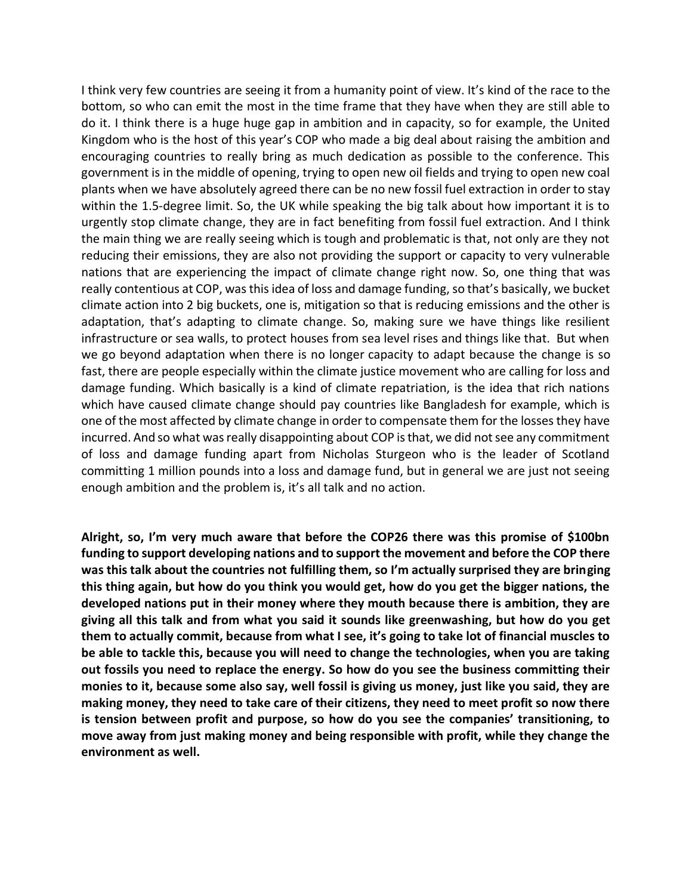I think very few countries are seeing it from a humanity point of view. It's kind of the race to the bottom, so who can emit the most in the time frame that they have when they are still able to do it. I think there is a huge huge gap in ambition and in capacity, so for example, the United Kingdom who is the host of this year's COP who made a big deal about raising the ambition and encouraging countries to really bring as much dedication as possible to the conference. This government is in the middle of opening, trying to open new oil fields and trying to open new coal plants when we have absolutely agreed there can be no new fossil fuel extraction in order to stay within the 1.5-degree limit. So, the UK while speaking the big talk about how important it is to urgently stop climate change, they are in fact benefiting from fossil fuel extraction. And I think the main thing we are really seeing which is tough and problematic is that, not only are they not reducing their emissions, they are also not providing the support or capacity to very vulnerable nations that are experiencing the impact of climate change right now. So, one thing that was really contentious at COP, was this idea of loss and damage funding, so that's basically, we bucket climate action into 2 big buckets, one is, mitigation so that is reducing emissions and the other is adaptation, that's adapting to climate change. So, making sure we have things like resilient infrastructure or sea walls, to protect houses from sea level rises and things like that. But when we go beyond adaptation when there is no longer capacity to adapt because the change is so fast, there are people especially within the climate justice movement who are calling for loss and damage funding. Which basically is a kind of climate repatriation, is the idea that rich nations which have caused climate change should pay countries like Bangladesh for example, which is one of the most affected by climate change in order to compensate them for the losses they have incurred. And so what was really disappointing about COP is that, we did not see any commitment of loss and damage funding apart from Nicholas Sturgeon who is the leader of Scotland committing 1 million pounds into a loss and damage fund, but in general we are just not seeing enough ambition and the problem is, it's all talk and no action.

**Alright, so, I'm very much aware that before the COP26 there was this promise of $100bn funding to support developing nations and to support the movement and before the COP there was this talk about the countries not fulfilling them, so I'm actually surprised they are bringing this thing again, but how do you think you would get, how do you get the bigger nations, the developed nations put in their money where they mouth because there is ambition, they are giving all this talk and from what you said it sounds like greenwashing, but how do you get them to actually commit, because from what I see, it's going to take lot of financial muscles to be able to tackle this, because you will need to change the technologies, when you are taking out fossils you need to replace the energy. So how do you see the business committing their monies to it, because some also say, well fossil is giving us money, just like you said, they are making money, they need to take care of their citizens, they need to meet profit so now there is tension between profit and purpose, so how do you see the companies' transitioning, to move away from just making money and being responsible with profit, while they change the environment as well.**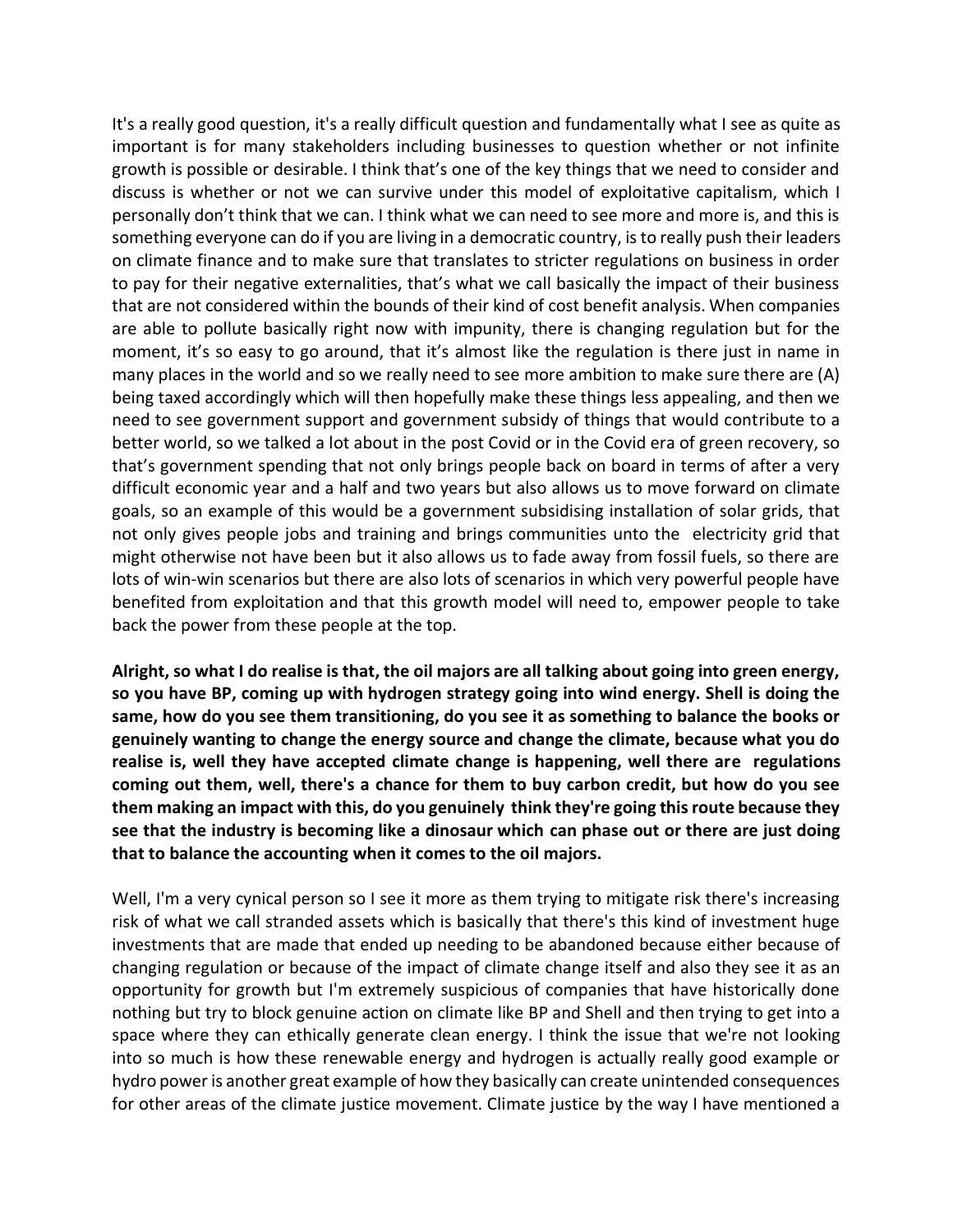It's a really good question, it's a really difficult question and fundamentally what I see as quite as important is for many stakeholders including businesses to question whether or not infinite growth is possible or desirable. I think that's one of the key things that we need to consider and discuss is whether or not we can survive under this model of exploitative capitalism, which I personally don't think that we can. I think what we can need to see more and more is, and this is something everyone can do if you are living in a democratic country, is to really push their leaders on climate finance and to make sure that translates to stricter regulations on business in order to pay for their negative externalities, that's what we call basically the impact of their business that are not considered within the bounds of their kind of cost benefit analysis. When companies are able to pollute basically right now with impunity, there is changing regulation but for the moment, it's so easy to go around, that it's almost like the regulation is there just in name in many places in the world and so we really need to see more ambition to make sure there are (A) being taxed accordingly which will then hopefully make these things less appealing, and then we need to see government support and government subsidy of things that would contribute to a better world, so we talked a lot about in the post Covid or in the Covid era of green recovery, so that's government spending that not only brings people back on board in terms of after a very difficult economic year and a half and two years but also allows us to move forward on climate goals, so an example of this would be a government subsidising installation of solar grids, that not only gives people jobs and training and brings communities unto the electricity grid that might otherwise not have been but it also allows us to fade away from fossil fuels, so there are lots of win-win scenarios but there are also lots of scenarios in which very powerful people have benefited from exploitation and that this growth model will need to, empower people to take back the power from these people at the top.

**Alright, so what I do realise is that, the oil majors are all talking about going into green energy, so you have BP, coming up with hydrogen strategy going into wind energy. Shell is doing the same, how do you see them transitioning, do you see it as something to balance the books or genuinely wanting to change the energy source and change the climate, because what you do realise is, well they have accepted climate change is happening, well there are regulations coming out them, well, there's a chance for them to buy carbon credit, but how do you see them making an impact with this, do you genuinely think they're going this route because they see that the industry is becoming like a dinosaur which can phase out or there are just doing that to balance the accounting when it comes to the oil majors.**

Well, I'm a very cynical person so I see it more as them trying to mitigate risk there's increasing risk of what we call stranded assets which is basically that there's this kind of investment huge investments that are made that ended up needing to be abandoned because either because of changing regulation or because of the impact of climate change itself and also they see it as an opportunity for growth but I'm extremely suspicious of companies that have historically done nothing but try to block genuine action on climate like BP and Shell and then trying to get into a space where they can ethically generate clean energy. I think the issue that we're not looking into so much is how these renewable energy and hydrogen is actually really good example or hydro power is another great example of how they basically can create unintended consequences for other areas of the climate justice movement. Climate justice by the way I have mentioned a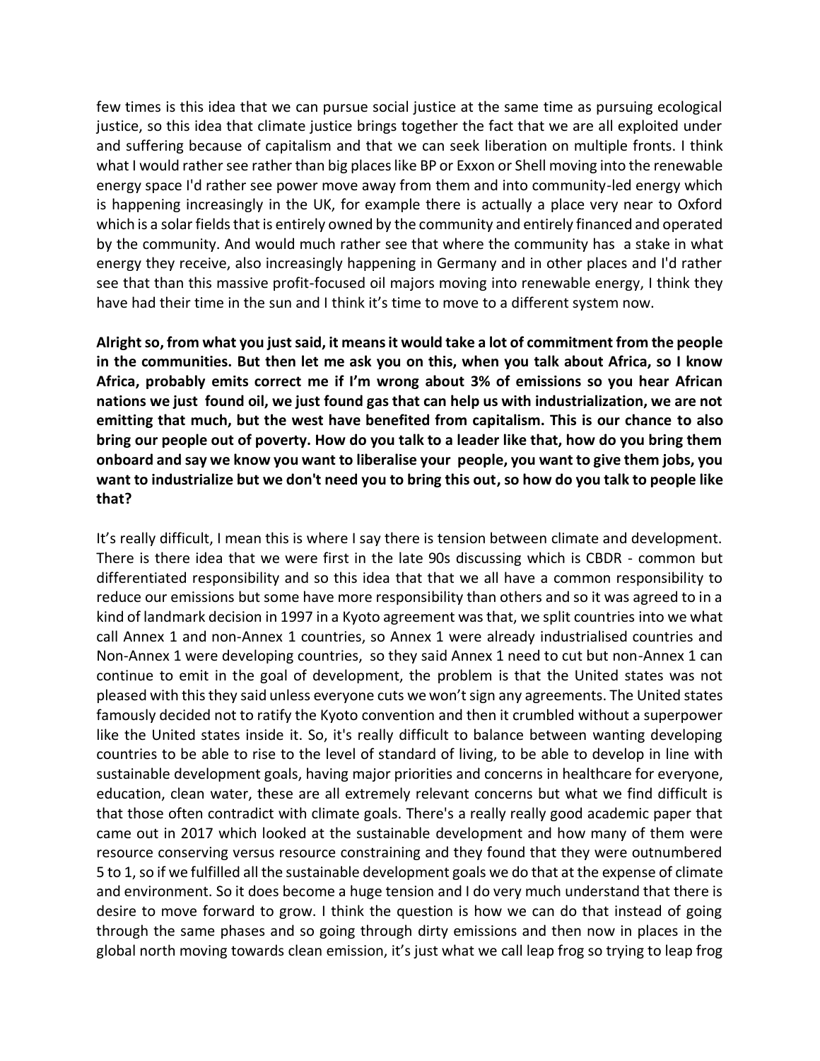few times is this idea that we can pursue social justice at the same time as pursuing ecological justice, so this idea that climate justice brings together the fact that we are all exploited under and suffering because of capitalism and that we can seek liberation on multiple fronts. I think what I would rather see rather than big places like BP or Exxon or Shell moving into the renewable energy space I'd rather see power move away from them and into community-led energy which is happening increasingly in the UK, for example there is actually a place very near to Oxford which is a solar fields that is entirely owned by the community and entirely financed and operated by the community. And would much rather see that where the community has a stake in what energy they receive, also increasingly happening in Germany and in other places and I'd rather see that than this massive profit-focused oil majors moving into renewable energy, I think they have had their time in the sun and I think it's time to move to a different system now.

**Alright so, from what you just said, it means it would take a lot of commitment from the people in the communities. But then let me ask you on this, when you talk about Africa, so I know Africa, probably emits correct me if I'm wrong about 3% of emissions so you hear African nations we just found oil, we just found gas that can help us with industrialization, we are not emitting that much, but the west have benefited from capitalism. This is our chance to also bring our people out of poverty. How do you talk to a leader like that, how do you bring them onboard and say we know you want to liberalise your people, you want to give them jobs, you want to industrialize but we don't need you to bring this out, so how do you talk to people like that?**

It's really difficult, I mean this is where I say there is tension between climate and development. There is there idea that we were first in the late 90s discussing which is CBDR - common but differentiated responsibility and so this idea that that we all have a common responsibility to reduce our emissions but some have more responsibility than others and so it was agreed to in a kind of landmark decision in 1997 in a Kyoto agreement was that, we split countries into we what call Annex 1 and non-Annex 1 countries, so Annex 1 were already industrialised countries and Non-Annex 1 were developing countries, so they said Annex 1 need to cut but non-Annex 1 can continue to emit in the goal of development, the problem is that the United states was not pleased with this they said unless everyone cuts we won't sign any agreements. The United states famously decided not to ratify the Kyoto convention and then it crumbled without a superpower like the United states inside it. So, it's really difficult to balance between wanting developing countries to be able to rise to the level of standard of living, to be able to develop in line with sustainable development goals, having major priorities and concerns in healthcare for everyone, education, clean water, these are all extremely relevant concerns but what we find difficult is that those often contradict with climate goals. There's a really really good academic paper that came out in 2017 which looked at the sustainable development and how many of them were resource conserving versus resource constraining and they found that they were outnumbered 5 to 1, so if we fulfilled all the sustainable development goals we do that at the expense of climate and environment. So it does become a huge tension and I do very much understand that there is desire to move forward to grow. I think the question is how we can do that instead of going through the same phases and so going through dirty emissions and then now in places in the global north moving towards clean emission, it's just what we call leap frog so trying to leap frog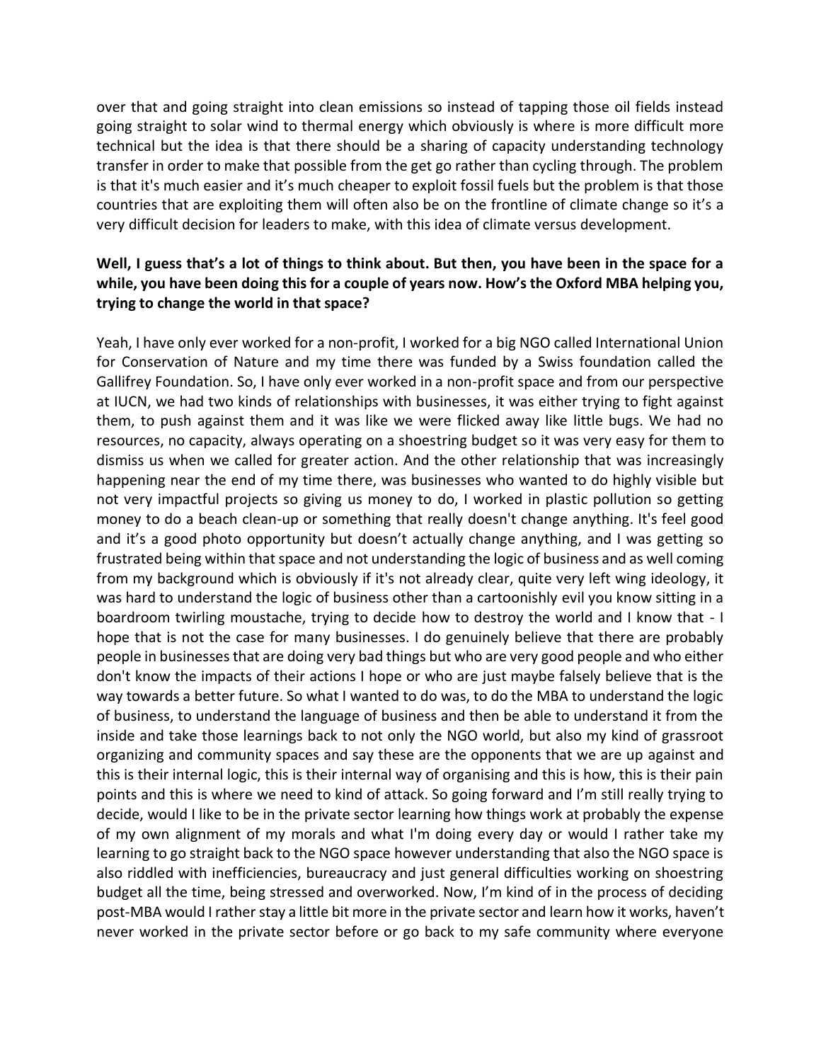over that and going straight into clean emissions so instead of tapping those oil fields instead going straight to solar wind to thermal energy which obviously is where is more difficult more technical but the idea is that there should be a sharing of capacity understanding technology transfer in order to make that possible from the get go rather than cycling through. The problem is that it's much easier and it's much cheaper to exploit fossil fuels but the problem is that those countries that are exploiting them will often also be on the frontline of climate change so it's a very difficult decision for leaders to make, with this idea of climate versus development.

**Well, I guess that's a lot of things to think about. But then, you have been in the space for a while, you have been doing this for a couple of years now. How's the Oxford MBA helping you, trying to change the world in that space?**

Yeah, I have only ever worked for a non-profit, I worked for a big NGO called International Union for Conservation of Nature and my time there was funded by a Swiss foundation called the Gallifrey Foundation. So, I have only ever worked in a non-profit space and from our perspective at IUCN, we had two kinds of relationships with businesses, it was either trying to fight against them, to push against them and it was like we were flicked away like little bugs. We had no resources, no capacity, always operating on a shoestring budget so it was very easy for them to dismiss us when we called for greater action. And the other relationship that was increasingly happening near the end of my time there, was businesses who wanted to do highly visible but not very impactful projects so giving us money to do, I worked in plastic pollution so getting money to do a beach clean-up or something that really doesn't change anything. It's feel good and it's a good photo opportunity but doesn't actually change anything, and I was getting so frustrated being within that space and not understanding the logic of business and as well coming from my background which is obviously if it's not already clear, quite very left wing ideology, it was hard to understand the logic of business other than a cartoonishly evil you know sitting in a boardroom twirling moustache, trying to decide how to destroy the world and I know that - I hope that is not the case for many businesses. I do genuinely believe that there are probably people in businesses that are doing very bad things but who are very good people and who either don't know the impacts of their actions I hope or who are just maybe falsely believe that is the way towards a better future. So what I wanted to do was, to do the MBA to understand the logic of business, to understand the language of business and then be able to understand it from the inside and take those learnings back to not only the NGO world, but also my kind of grassroot organizing and community spaces and say these are the opponents that we are up against and this is their internal logic, this is their internal way of organising and this is how, this is their pain points and this is where we need to kind of attack. So going forward and I'm still really trying to decide, would I like to be in the private sector learning how things work at probably the expense of my own alignment of my morals and what I'm doing every day or would I rather take my learning to go straight back to the NGO space however understanding that also the NGO space is also riddled with inefficiencies, bureaucracy and just general difficulties working on shoestring budget all the time, being stressed and overworked. Now, I'm kind of in the process of deciding post-MBA would I rather stay a little bit more in the private sector and learn how it works, haven't never worked in the private sector before or go back to my safe community where everyone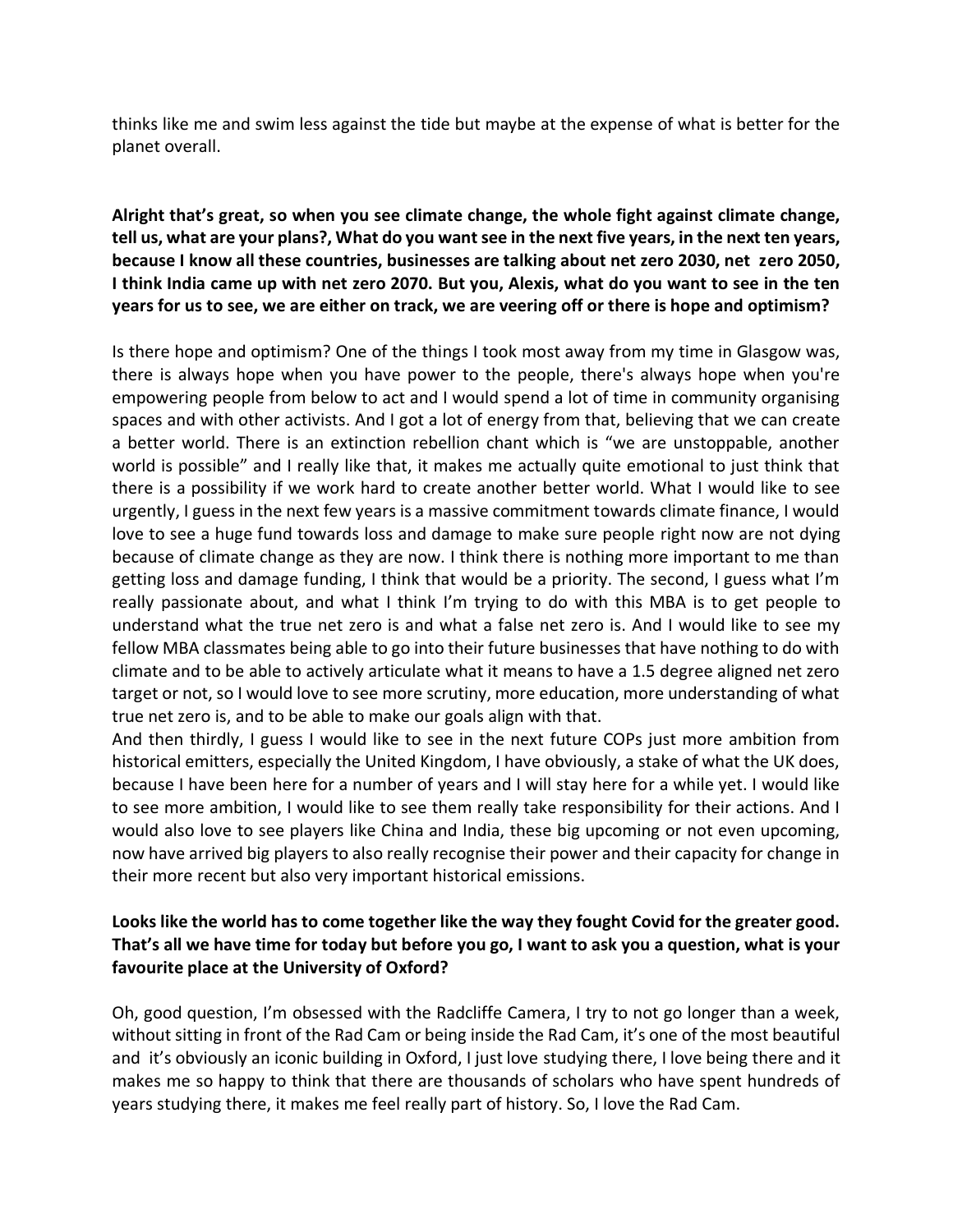thinks like me and swim less against the tide but maybe at the expense of what is better for the planet overall.

**Alright that's great, so when you see climate change, the whole fight against climate change, tell us, what are your plans?, What do you want see in the next five years, in the next ten years, because I know all these countries, businesses are talking about net zero 2030, net zero 2050, I think India came up with net zero 2070. But you, Alexis, what do you want to see in the ten years for us to see, we are either on track, we are veering off or there is hope and optimism?**

Is there hope and optimism? One of the things I took most away from my time in Glasgow was, there is always hope when you have power to the people, there's always hope when you're empowering people from below to act and I would spend a lot of time in community organising spaces and with other activists. And I got a lot of energy from that, believing that we can create a better world. There is an extinction rebellion chant which is "we are unstoppable, another world is possible" and I really like that, it makes me actually quite emotional to just think that there is a possibility if we work hard to create another better world. What I would like to see urgently, I guess in the next few years is a massive commitment towards climate finance, I would love to see a huge fund towards loss and damage to make sure people right now are not dying because of climate change as they are now. I think there is nothing more important to me than getting loss and damage funding, I think that would be a priority. The second, I guess what I'm really passionate about, and what I think I'm trying to do with this MBA is to get people to understand what the true net zero is and what a false net zero is. And I would like to see my fellow MBA classmates being able to go into their future businesses that have nothing to do with climate and to be able to actively articulate what it means to have a 1.5 degree aligned net zero target or not, so I would love to see more scrutiny, more education, more understanding of what true net zero is, and to be able to make our goals align with that.

And then thirdly, I guess I would like to see in the next future COPs just more ambition from historical emitters, especially the United Kingdom, I have obviously, a stake of what the UK does, because I have been here for a number of years and I will stay here for a while yet. I would like to see more ambition, I would like to see them really take responsibility for their actions. And I would also love to see players like China and India, these big upcoming or not even upcoming, now have arrived big players to also really recognise their power and their capacity for change in their more recent but also very important historical emissions.

**Looks like the world has to come together like the way they fought Covid for the greater good. That's all we have time for today but before you go, I want to ask you a question, what is your favourite place at the University of Oxford?**

Oh, good question, I'm obsessed with the Radcliffe Camera, I try to not go longer than a week, without sitting in front of the Rad Cam or being inside the Rad Cam, it's one of the most beautiful and it's obviously an iconic building in Oxford, I just love studying there, I love being there and it makes me so happy to think that there are thousands of scholars who have spent hundreds of years studying there, it makes me feel really part of history. So, I love the Rad Cam.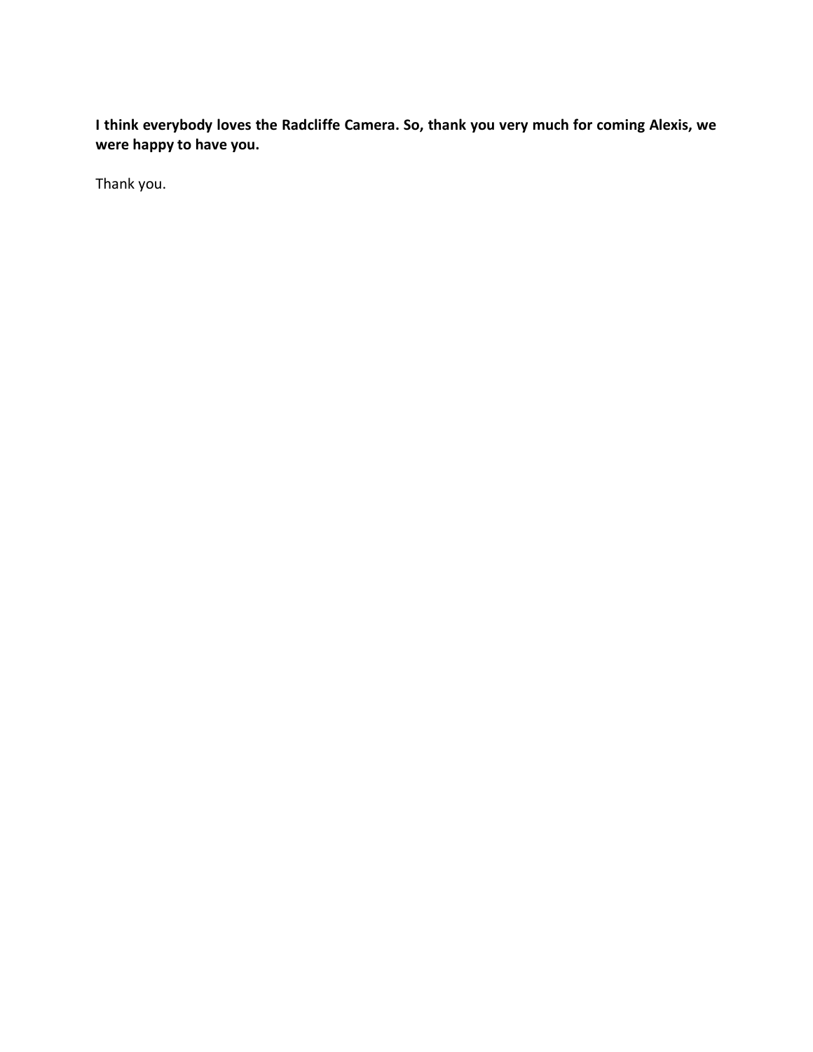**I think everybody loves the Radcliffe Camera. So, thank you very much for coming Alexis, we were happy to have you.**

Thank you.